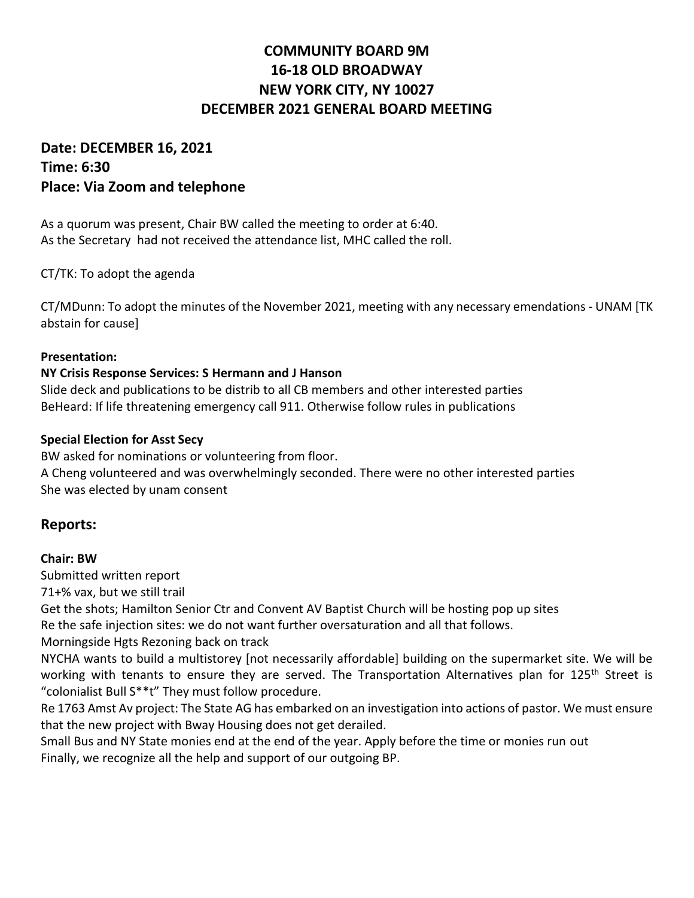# COMMUNITY BOARD 9M
# 16-18 OLD BROADWAY
# NEW YORK CITY, NY 10027
# DECEMBER 2021 GENERAL BOARD MEETING

## Date: DECEMBER 16, 2021
## Time: 6:30
## Place: Via Zoom and telephone

As a quorum was present, Chair BW called the meeting to order at 6:40.
As the Secretary had not received the attendance list, MHC called the roll.

CT/TK: To adopt the agenda

CT/MDunn: To adopt the minutes of the November 2021, meeting with any necessary emendations - UNAM [TK abstain for cause]

**Presentation:**

**NY Crisis Response Services: S Hermann and J Hanson**

Slide deck and publications to be distrib to all CB members and other interested parties
BeHeard: If life threatening emergency call 911. Otherwise follow rules in publications

**Special Election for Asst Secy**

BW asked for nominations or volunteering from floor.
A Cheng volunteered and was overwhelmingly seconded. There were no other interested parties
She was elected by unam consent

## Reports:

**Chair: BW**

Submitted written report
71+% vax, but we still trail
Get the shots; Hamilton Senior Ctr and Convent AV Baptist Church will be hosting pop up sites
Re the safe injection sites: we do not want further oversaturation and all that follows.
Morningside Hgts Rezoning back on track
NYCHA wants to build a multistorey [not necessarily affordable] building on the supermarket site. We will be working with tenants to ensure they are served. The Transportation Alternatives plan for 125th Street is "colonialist Bull S**t" They must follow procedure.
Re 1763 Amst Av project: The State AG has embarked on an investigation into actions of pastor. We must ensure that the new project with Bway Housing does not get derailed.
Small Bus and NY State monies end at the end of the year. Apply before the time or monies run out
Finally, we recognize all the help and support of our outgoing BP.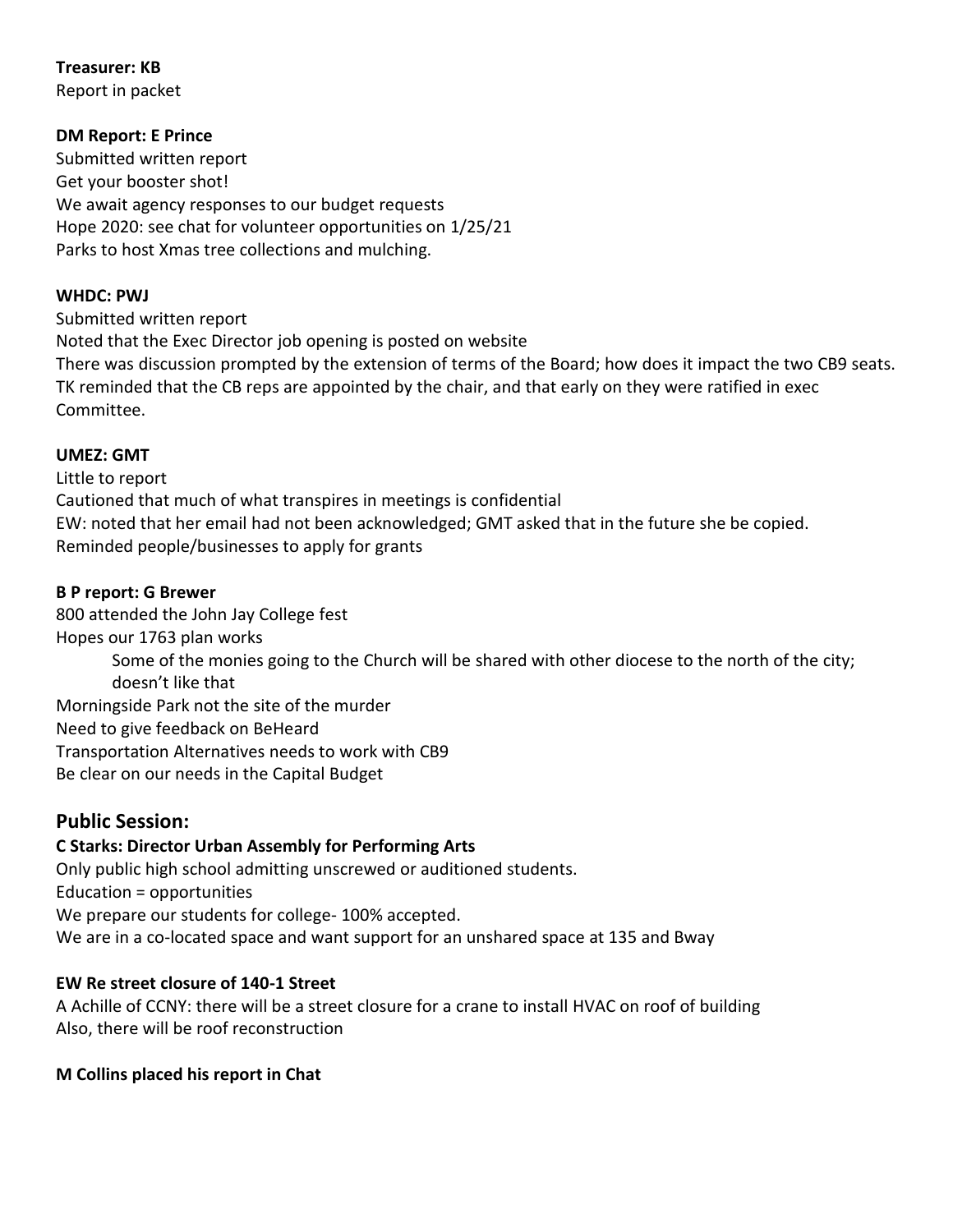**Treasurer: KB**
Report in packet

**DM Report: E Prince**
Submitted written report
Get your booster shot!
We await agency responses to our budget requests
Hope 2020: see chat for volunteer opportunities on 1/25/21
Parks to host Xmas tree collections and mulching.

**WHDC: PWJ**
Submitted written report
Noted that the Exec Director job opening is posted on website
There was discussion prompted by the extension of terms of the Board; how does it impact the two CB9 seats.
TK reminded that the CB reps are appointed by the chair, and that early on they were ratified in exec Committee.

**UMEZ: GMT**
Little to report
Cautioned that much of what transpires in meetings is confidential
EW: noted that her email had not been acknowledged; GMT asked that in the future she be copied.
Reminded people/businesses to apply for grants

**B P report: G Brewer**
800 attended the John Jay College fest
Hopes our 1763 plan works
    Some of the monies going to the Church will be shared with other diocese to the north of the city; doesn't like that
Morningside Park not the site of the murder
Need to give feedback on BeHeard
Transportation Alternatives needs to work with CB9
Be clear on our needs in the Capital Budget

## Public Session:

**C Starks: Director Urban Assembly for Performing Arts**
Only public high school admitting unscrewed or auditioned students.
Education = opportunities
We prepare our students for college- 100% accepted.
We are in a co-located space and want support for an unshared space at 135 and Bway

**EW Re street closure of 140-1 Street**
A Achille of CCNY: there will be a street closure for a crane to install HVAC on roof of building
Also, there will be roof reconstruction

**M Collins placed his report in Chat**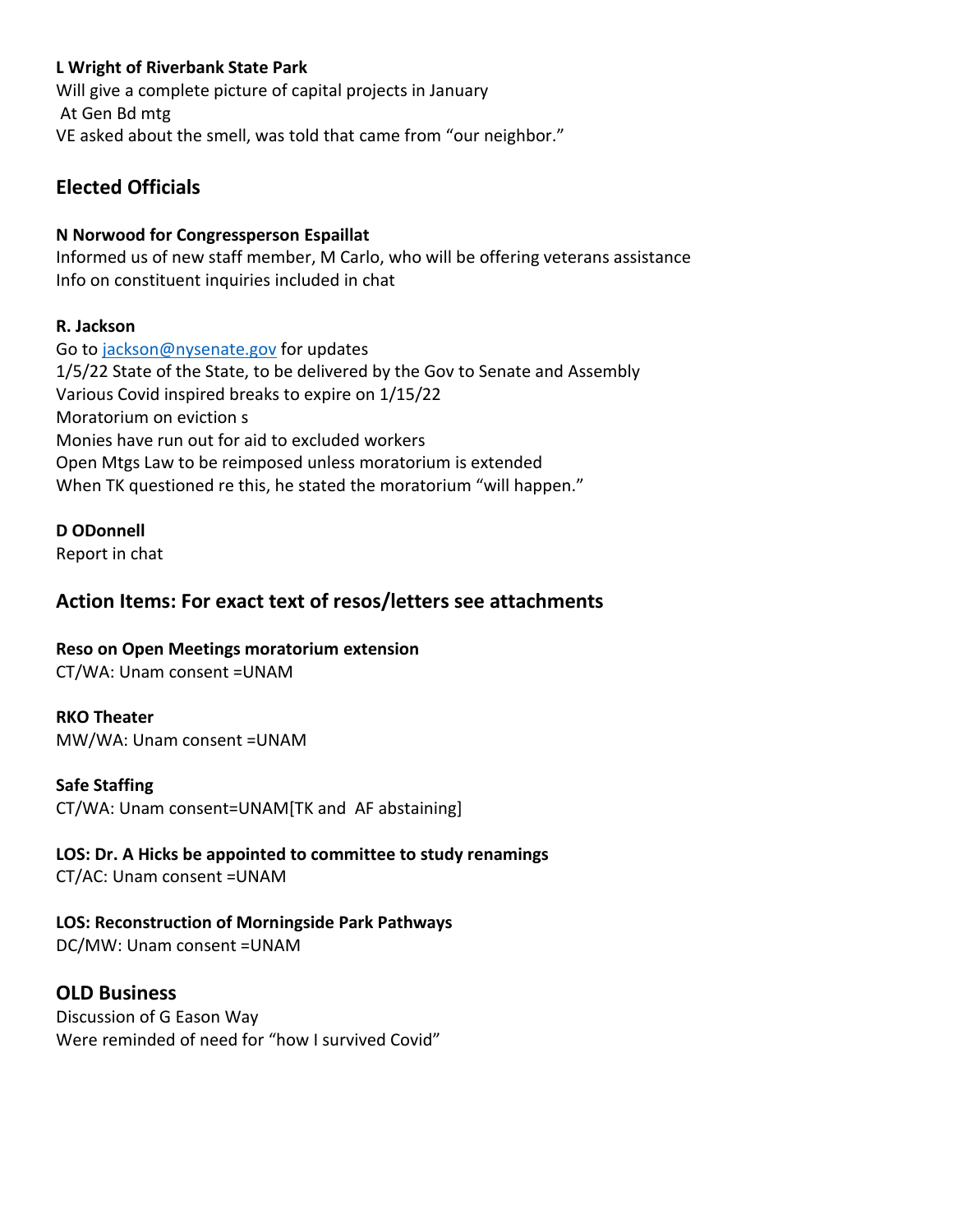**L Wright of Riverbank State Park**
Will give a complete picture of capital projects in January
At Gen Bd mtg
VE asked about the smell, was told that came from "our neighbor."

## Elected Officials

**N Norwood for Congressperson Espaillat**
Informed us of new staff member, M Carlo, who will be offering veterans assistance
Info on constituent inquiries included in chat

**R. Jackson**
Go to jackson@nysenate.gov for updates
1/5/22 State of the State, to be delivered by the Gov to Senate and Assembly
Various Covid inspired breaks to expire on 1/15/22
Moratorium on eviction s
Monies have run out for aid to excluded workers
Open Mtgs Law to be reimposed unless moratorium is extended
When TK questioned re this, he stated the moratorium "will happen."

**D ODonnell**
Report in chat

## Action Items: For exact text of resos/letters see attachments

**Reso on Open Meetings moratorium extension**
CT/WA: Unam consent =UNAM

**RKO Theater**
MW/WA: Unam consent =UNAM

**Safe Staffing**
CT/WA: Unam consent=UNAM[TK and AF abstaining]

**LOS: Dr. A Hicks be appointed to committee to study renamings**
CT/AC: Unam consent =UNAM

**LOS: Reconstruction of Morningside Park Pathways**
DC/MW: Unam consent =UNAM

## OLD Business

Discussion of G Eason Way
Were reminded of need for "how I survived Covid"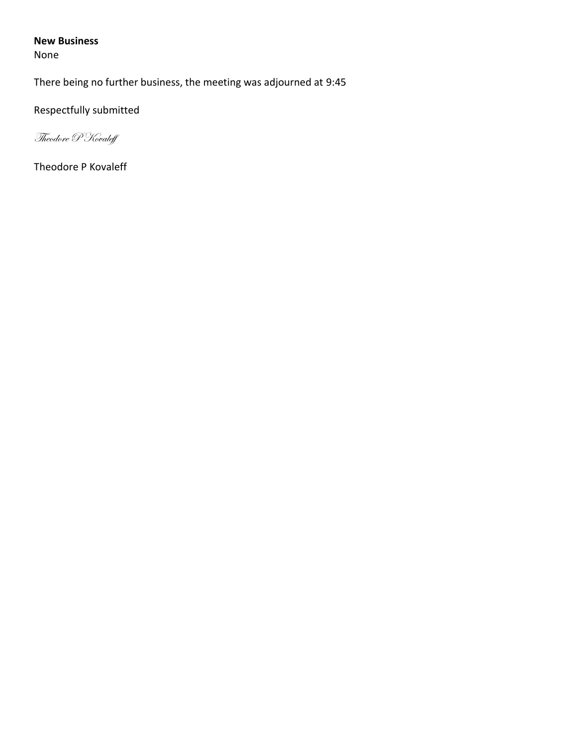**New Business**
None

There being no further business, the meeting was adjourned at 9:45

Respectfully submitted

*Theodore P Kovaleff*

Theodore P Kovaleff